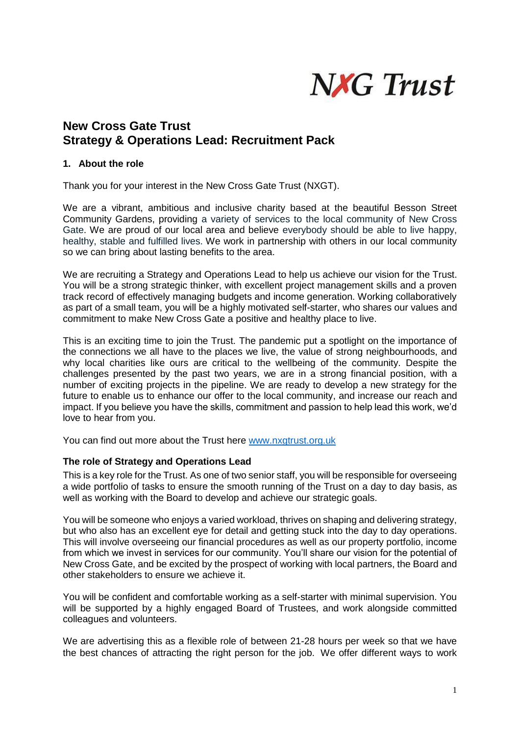NXG Trust

# New Cross Gate Trust
# Strategy & Operations Lead: Recruitment Pack

## 1. About the role

Thank you for your interest in the New Cross Gate Trust (NXGT).

We are a vibrant, ambitious and inclusive charity based at the beautiful Besson Street Community Gardens, providing a variety of services to the local community of New Cross Gate. We are proud of our local area and believe everybody should be able to live happy, healthy, stable and fulfilled lives. We work in partnership with others in our local community so we can bring about lasting benefits to the area.

We are recruiting a Strategy and Operations Lead to help us achieve our vision for the Trust. You will be a strong strategic thinker, with excellent project management skills and a proven track record of effectively managing budgets and income generation. Working collaboratively as part of a small team, you will be a highly motivated self-starter, who shares our values and commitment to make New Cross Gate a positive and healthy place to live.

This is an exciting time to join the Trust. The pandemic put a spotlight on the importance of the connections we all have to the places we live, the value of strong neighbourhoods, and why local charities like ours are critical to the wellbeing of the community. Despite the challenges presented by the past two years, we are in a strong financial position, with a number of exciting projects in the pipeline. We are ready to develop a new strategy for the future to enable us to enhance our offer to the local community, and increase our reach and impact. If you believe you have the skills, commitment and passion to help lead this work, we'd love to hear from you.

You can find out more about the Trust here www.nxgtrust.org.uk

### The role of Strategy and Operations Lead

This is a key role for the Trust. As one of two senior staff, you will be responsible for overseeing a wide portfolio of tasks to ensure the smooth running of the Trust on a day to day basis, as well as working with the Board to develop and achieve our strategic goals.

You will be someone who enjoys a varied workload, thrives on shaping and delivering strategy, but who also has an excellent eye for detail and getting stuck into the day to day operations. This will involve overseeing our financial procedures as well as our property portfolio, income from which we invest in services for our community. You'll share our vision for the potential of New Cross Gate, and be excited by the prospect of working with local partners, the Board and other stakeholders to ensure we achieve it.

You will be confident and comfortable working as a self-starter with minimal supervision. You will be supported by a highly engaged Board of Trustees, and work alongside committed colleagues and volunteers.

We are advertising this as a flexible role of between 21-28 hours per week so that we have the best chances of attracting the right person for the job. We offer different ways to work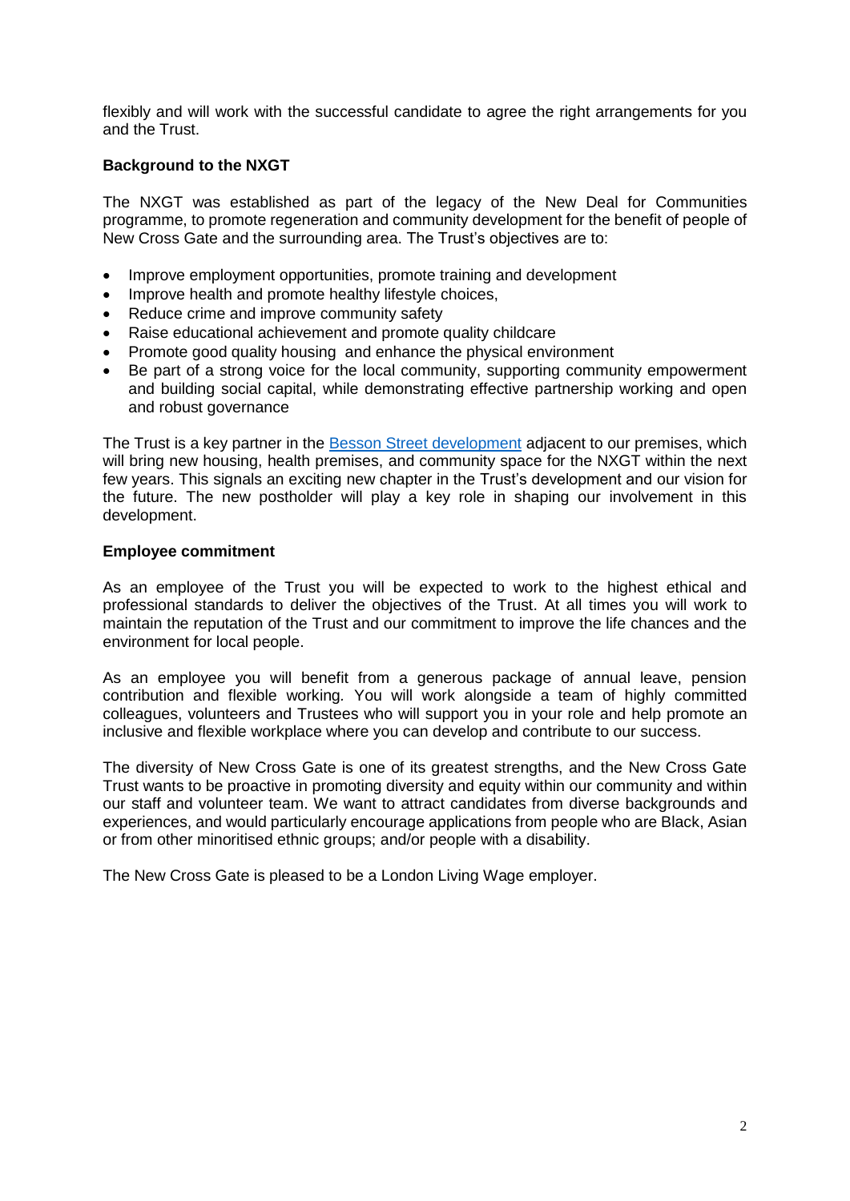flexibly and will work with the successful candidate to agree the right arrangements for you and the Trust.

**Background to the NXGT**

The NXGT was established as part of the legacy of the New Deal for Communities programme, to promote regeneration and community development for the benefit of people of New Cross Gate and the surrounding area. The Trust's objectives are to:

- Improve employment opportunities, promote training and development
- Improve health and promote healthy lifestyle choices,
- Reduce crime and improve community safety
- Raise educational achievement and promote quality childcare
- Promote good quality housing and enhance the physical environment
- Be part of a strong voice for the local community, supporting community empowerment and building social capital, while demonstrating effective partnership working and open and robust governance

The Trust is a key partner in the Besson Street development adjacent to our premises, which will bring new housing, health premises, and community space for the NXGT within the next few years. This signals an exciting new chapter in the Trust's development and our vision for the future. The new postholder will play a key role in shaping our involvement in this development.

**Employee commitment**

As an employee of the Trust you will be expected to work to the highest ethical and professional standards to deliver the objectives of the Trust. At all times you will work to maintain the reputation of the Trust and our commitment to improve the life chances and the environment for local people.

As an employee you will benefit from a generous package of annual leave, pension contribution and flexible working. You will work alongside a team of highly committed colleagues, volunteers and Trustees who will support you in your role and help promote an inclusive and flexible workplace where you can develop and contribute to our success.

The diversity of New Cross Gate is one of its greatest strengths, and the New Cross Gate Trust wants to be proactive in promoting diversity and equity within our community and within our staff and volunteer team. We want to attract candidates from diverse backgrounds and experiences, and would particularly encourage applications from people who are Black, Asian or from other minoritised ethnic groups; and/or people with a disability.

The New Cross Gate is pleased to be a London Living Wage employer.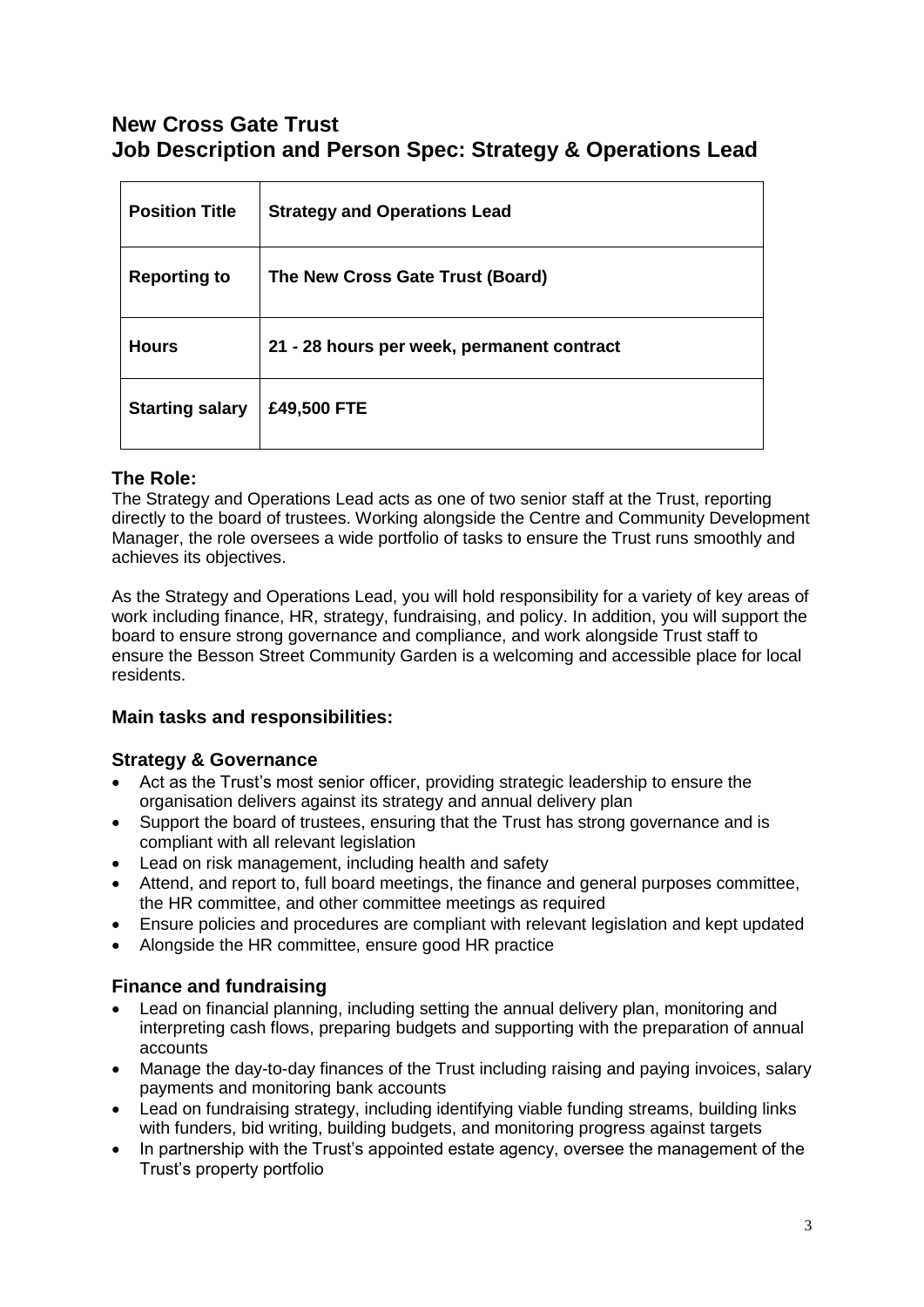# New Cross Gate Trust
# Job Description and Person Spec: Strategy & Operations Lead

| **Position Title** | **Strategy and Operations Lead** |
|---|---|
| **Reporting to** | **The New Cross Gate Trust (Board)** |
| **Hours** | **21 - 28 hours per week, permanent contract** |
| **Starting salary** | **£49,500 FTE** |

## The Role:

The Strategy and Operations Lead acts as one of two senior staff at the Trust, reporting directly to the board of trustees. Working alongside the Centre and Community Development Manager, the role oversees a wide portfolio of tasks to ensure the Trust runs smoothly and achieves its objectives.

As the Strategy and Operations Lead, you will hold responsibility for a variety of key areas of work including finance, HR, strategy, fundraising, and policy. In addition, you will support the board to ensure strong governance and compliance, and work alongside Trust staff to ensure the Besson Street Community Garden is a welcoming and accessible place for local residents.

## Main tasks and responsibilities:

### Strategy & Governance

- Act as the Trust's most senior officer, providing strategic leadership to ensure the organisation delivers against its strategy and annual delivery plan
- Support the board of trustees, ensuring that the Trust has strong governance and is compliant with all relevant legislation
- Lead on risk management, including health and safety
- Attend, and report to, full board meetings, the finance and general purposes committee, the HR committee, and other committee meetings as required
- Ensure policies and procedures are compliant with relevant legislation and kept updated
- Alongside the HR committee, ensure good HR practice

### Finance and fundraising

- Lead on financial planning, including setting the annual delivery plan, monitoring and interpreting cash flows, preparing budgets and supporting with the preparation of annual accounts
- Manage the day-to-day finances of the Trust including raising and paying invoices, salary payments and monitoring bank accounts
- Lead on fundraising strategy, including identifying viable funding streams, building links with funders, bid writing, building budgets, and monitoring progress against targets
- In partnership with the Trust's appointed estate agency, oversee the management of the Trust's property portfolio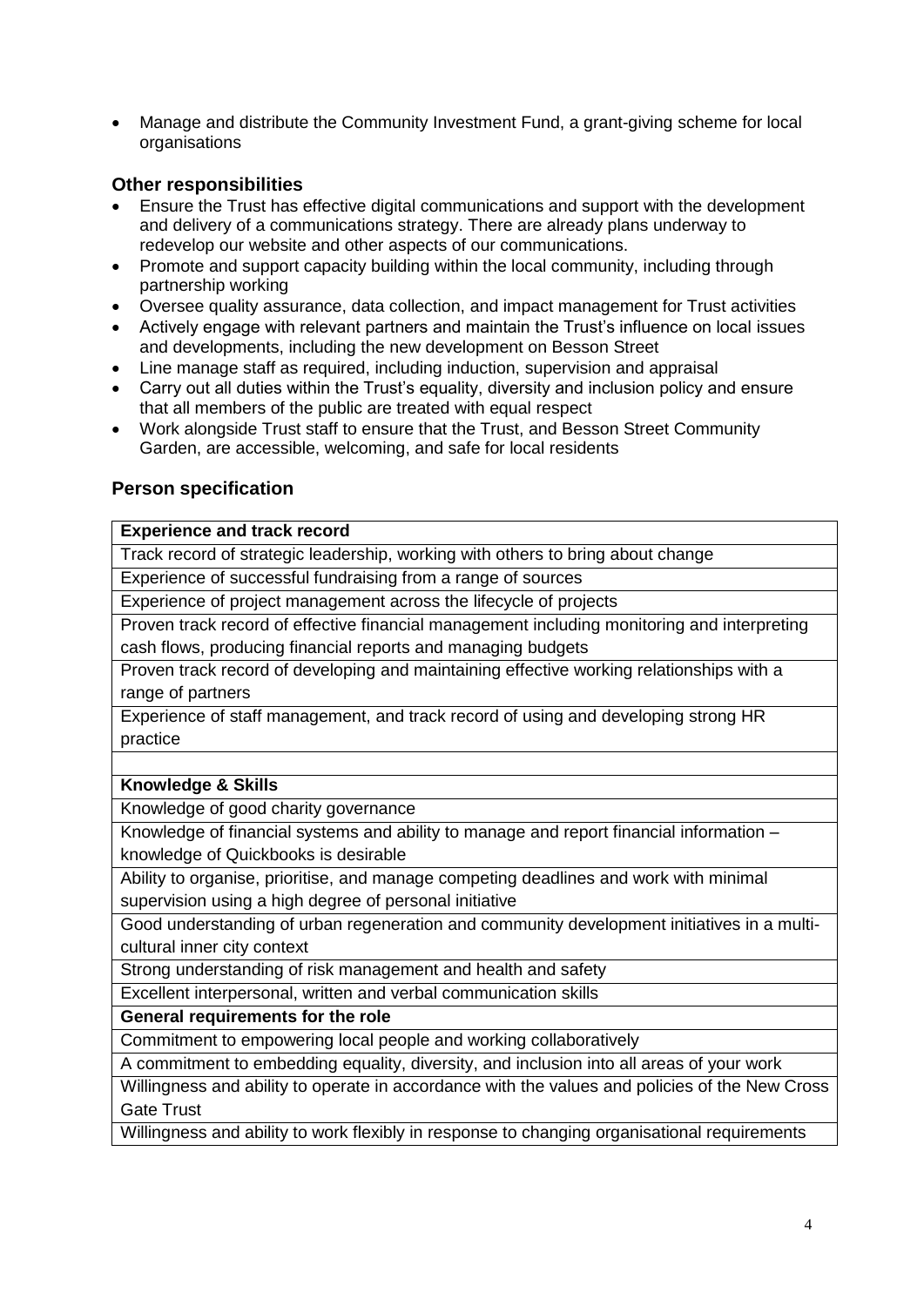- Manage and distribute the Community Investment Fund, a grant-giving scheme for local organisations

### Other responsibilities

- Ensure the Trust has effective digital communications and support with the development and delivery of a communications strategy. There are already plans underway to redevelop our website and other aspects of our communications.
- Promote and support capacity building within the local community, including through partnership working
- Oversee quality assurance, data collection, and impact management for Trust activities
- Actively engage with relevant partners and maintain the Trust's influence on local issues and developments, including the new development on Besson Street
- Line manage staff as required, including induction, supervision and appraisal
- Carry out all duties within the Trust's equality, diversity and inclusion policy and ensure that all members of the public are treated with equal respect
- Work alongside Trust staff to ensure that the Trust, and Besson Street Community Garden, are accessible, welcoming, and safe for local residents

### Person specification

| **Experience and track record** |
| --- |
| Track record of strategic leadership, working with others to bring about change |
| Experience of successful fundraising from a range of sources |
| Experience of project management across the lifecycle of projects |
| Proven track record of effective financial management including monitoring and interpreting cash flows, producing financial reports and managing budgets |
| Proven track record of developing and maintaining effective working relationships with a range of partners |
| Experience of staff management, and track record of using and developing strong HR practice |
| |
| **Knowledge & Skills** |
| Knowledge of good charity governance |
| Knowledge of financial systems and ability to manage and report financial information – knowledge of Quickbooks is desirable |
| Ability to organise, prioritise, and manage competing deadlines and work with minimal supervision using a high degree of personal initiative |
| Good understanding of urban regeneration and community development initiatives in a multi-cultural inner city context |
| Strong understanding of risk management and health and safety |
| Excellent interpersonal, written and verbal communication skills |
| **General requirements for the role** |
| Commitment to empowering local people and working collaboratively |
| A commitment to embedding equality, diversity, and inclusion into all areas of your work |
| Willingness and ability to operate in accordance with the values and policies of the New Cross Gate Trust |
| Willingness and ability to work flexibly in response to changing organisational requirements |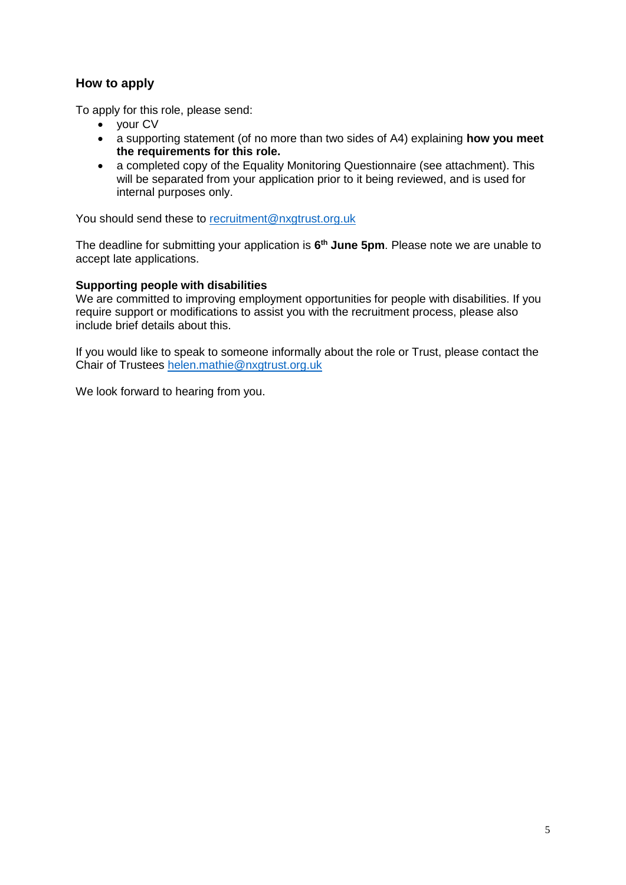## How to apply

To apply for this role, please send:

- your CV
- a supporting statement (of no more than two sides of A4) explaining **how you meet the requirements for this role.**
- a completed copy of the Equality Monitoring Questionnaire (see attachment). This will be separated from your application prior to it being reviewed, and is used for internal purposes only.

You should send these to recruitment@nxgtrust.org.uk

The deadline for submitting your application is **6th June 5pm**. Please note we are unable to accept late applications.

**Supporting people with disabilities**
We are committed to improving employment opportunities for people with disabilities. If you require support or modifications to assist you with the recruitment process, please also include brief details about this.

If you would like to speak to someone informally about the role or Trust, please contact the Chair of Trustees helen.mathie@nxgtrust.org.uk

We look forward to hearing from you.